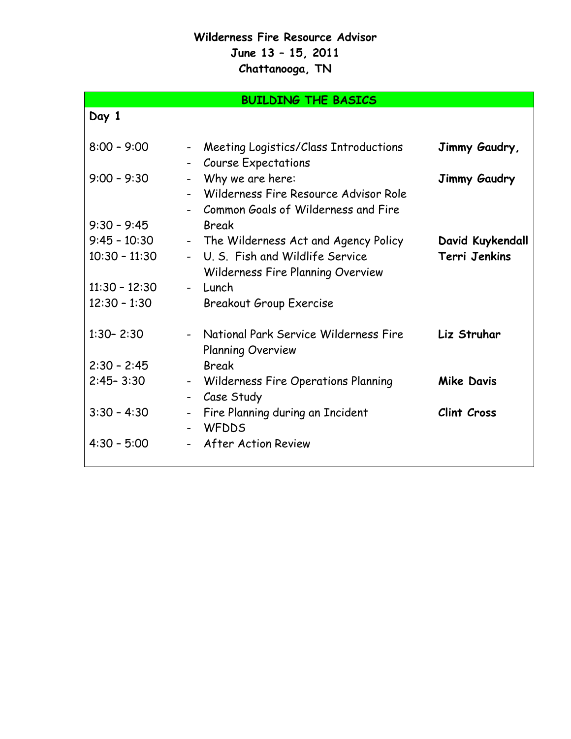# Wilderness Fire Resource Advisor
## June 13 – 15, 2011
## Chattanooga, TN

| BUILDING THE BASICS | | |
|---|---|---|
| **Day 1** | | |
| 8:00 – 9:00 | - Meeting Logistics/Class Introductions<br>- Course Expectations | **Jimmy Gaudry,** |
| 9:00 – 9:30 | - Why we are here:<br>- Wilderness Fire Resource Advisor Role<br>- Common Goals of Wilderness and Fire | **Jimmy Gaudry** |
| 9:30 – 9:45 | Break | |
| 9:45 – 10:30 | - The Wilderness Act and Agency Policy | **David Kuykendall** |
| 10:30 – 11:30 | - U. S. Fish and Wildlife Service Wilderness Fire Planning Overview | **Terri Jenkins** |
| 11:30 – 12:30 | - Lunch | |
| 12:30 – 1:30 | Breakout Group Exercise | |
| 1:30– 2:30 | - National Park Service Wilderness Fire Planning Overview | **Liz Struhar** |
| 2:30 – 2:45 | Break | |
| 2:45– 3:30 | - Wilderness Fire Operations Planning<br>- Case Study | **Mike Davis** |
| 3:30 – 4:30 | - Fire Planning during an Incident<br>- WFDDS | **Clint Cross** |
| 4:30 – 5:00 | - After Action Review | |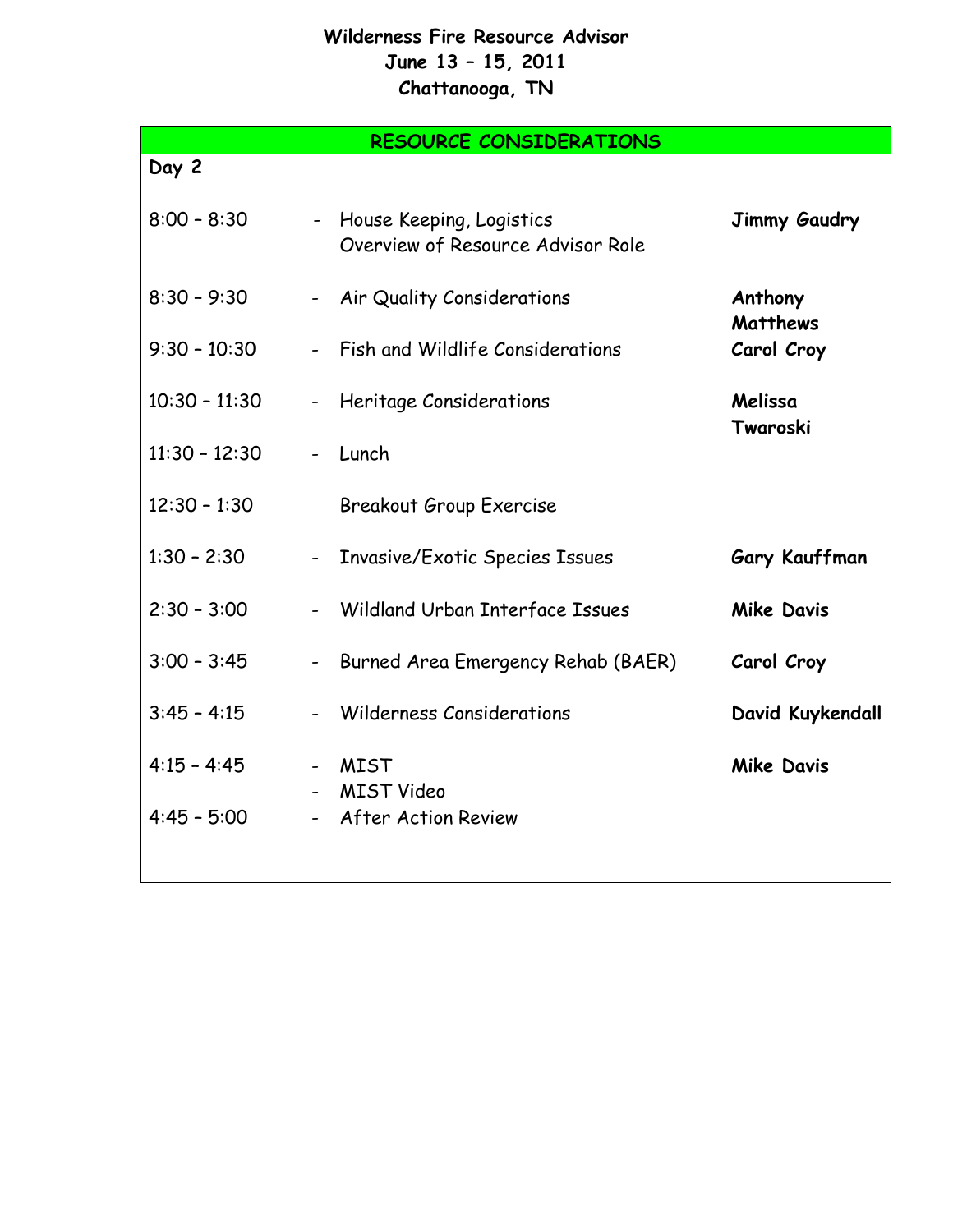**Wilderness Fire Resource Advisor**
**June 13 – 15, 2011**
**Chattanooga, TN**

| **RESOURCE CONSIDERATIONS** | | |
|---|---|---|
| **Day 2** | | |
| 8:00 – 8:30 | - House Keeping, Logistics<br>Overview of Resource Advisor Role | **Jimmy Gaudry** |
| 8:30 – 9:30 | - Air Quality Considerations | **Anthony Matthews** |
| 9:30 – 10:30 | - Fish and Wildlife Considerations | **Carol Croy** |
| 10:30 – 11:30 | - Heritage Considerations | **Melissa Twaroski** |
| 11:30 – 12:30 | - Lunch | |
| 12:30 – 1:30 | Breakout Group Exercise | |
| 1:30 – 2:30 | - Invasive/Exotic Species Issues | **Gary Kauffman** |
| 2:30 – 3:00 | - Wildland Urban Interface Issues | **Mike Davis** |
| 3:00 – 3:45 | - Burned Area Emergency Rehab (BAER) | **Carol Croy** |
| 3:45 – 4:15 | - Wilderness Considerations | **David Kuykendall** |
| 4:15 – 4:45 | - MIST<br>- MIST Video | **Mike Davis** |
| 4:45 – 5:00 | - After Action Review | |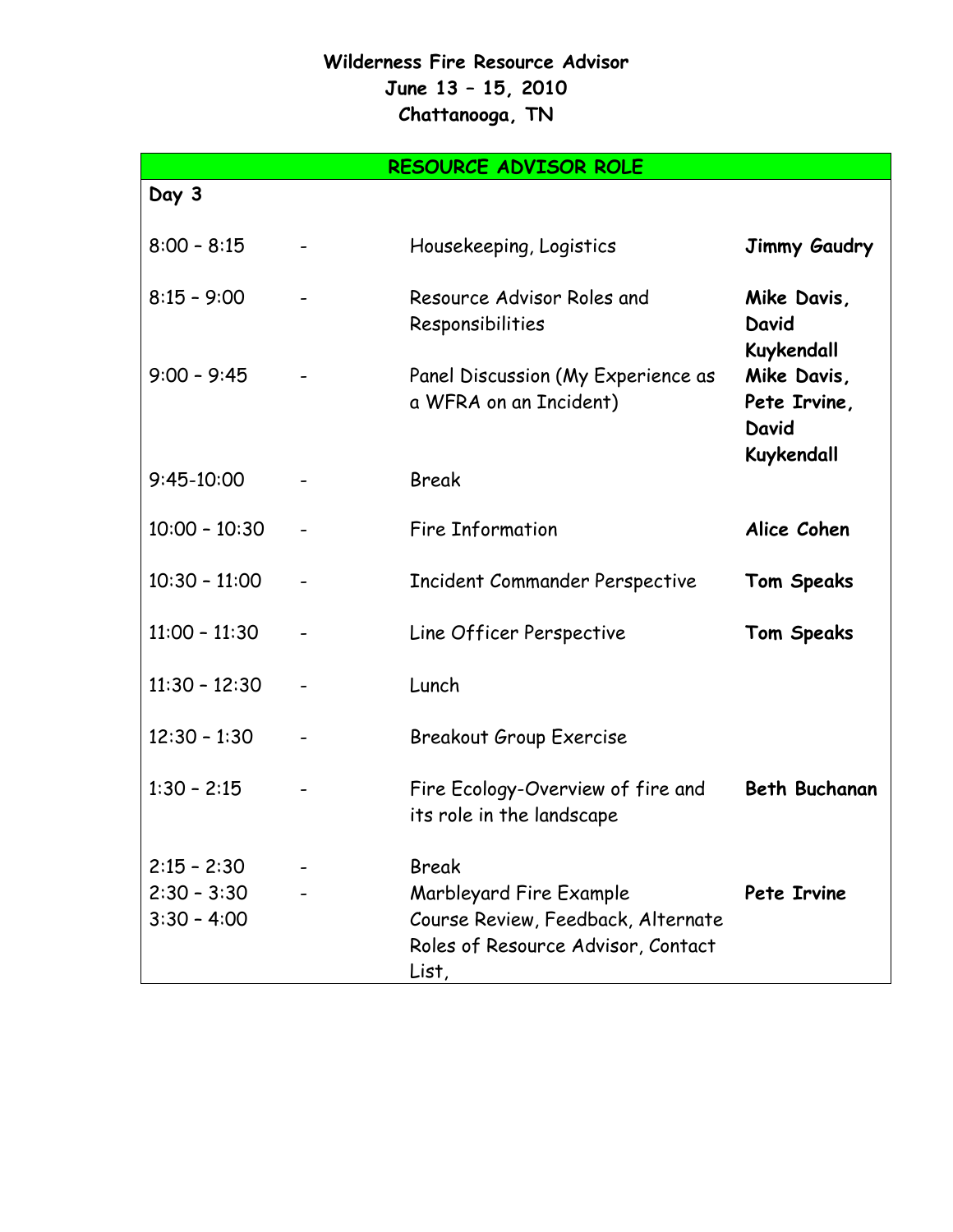**Wilderness Fire Resource Advisor**
**June 13 – 15, 2010**
**Chattanooga, TN**

| **RESOURCE ADVISOR ROLE** | | | |
|---|---|---|---|
| **Day 3** | | | |
| 8:00 – 8:15 | - | Housekeeping, Logistics | **Jimmy Gaudry** |
| 8:15 – 9:00 | - | Resource Advisor Roles and Responsibilities | **Mike Davis, David Kuykendall** |
| 9:00 – 9:45 | - | Panel Discussion (My Experience as a WFRA on an Incident) | **Mike Davis, Pete Irvine, David Kuykendall** |
| 9:45-10:00 | - | Break | |
| 10:00 – 10:30 | - | Fire Information | **Alice Cohen** |
| 10:30 – 11:00 | - | Incident Commander Perspective | **Tom Speaks** |
| 11:00 – 11:30 | - | Line Officer Perspective | **Tom Speaks** |
| 11:30 – 12:30 | - | Lunch | |
| 12:30 – 1:30 | - | Breakout Group Exercise | |
| 1:30 – 2:15 | - | Fire Ecology-Overview of fire and its role in the landscape | **Beth Buchanan** |
| 2:15 – 2:30 | - | Break | |
| 2:30 – 3:30 | - | Marbleyard Fire Example | **Pete Irvine** |
| 3:30 – 4:00 | | Course Review, Feedback, Alternate Roles of Resource Advisor, Contact List, | |